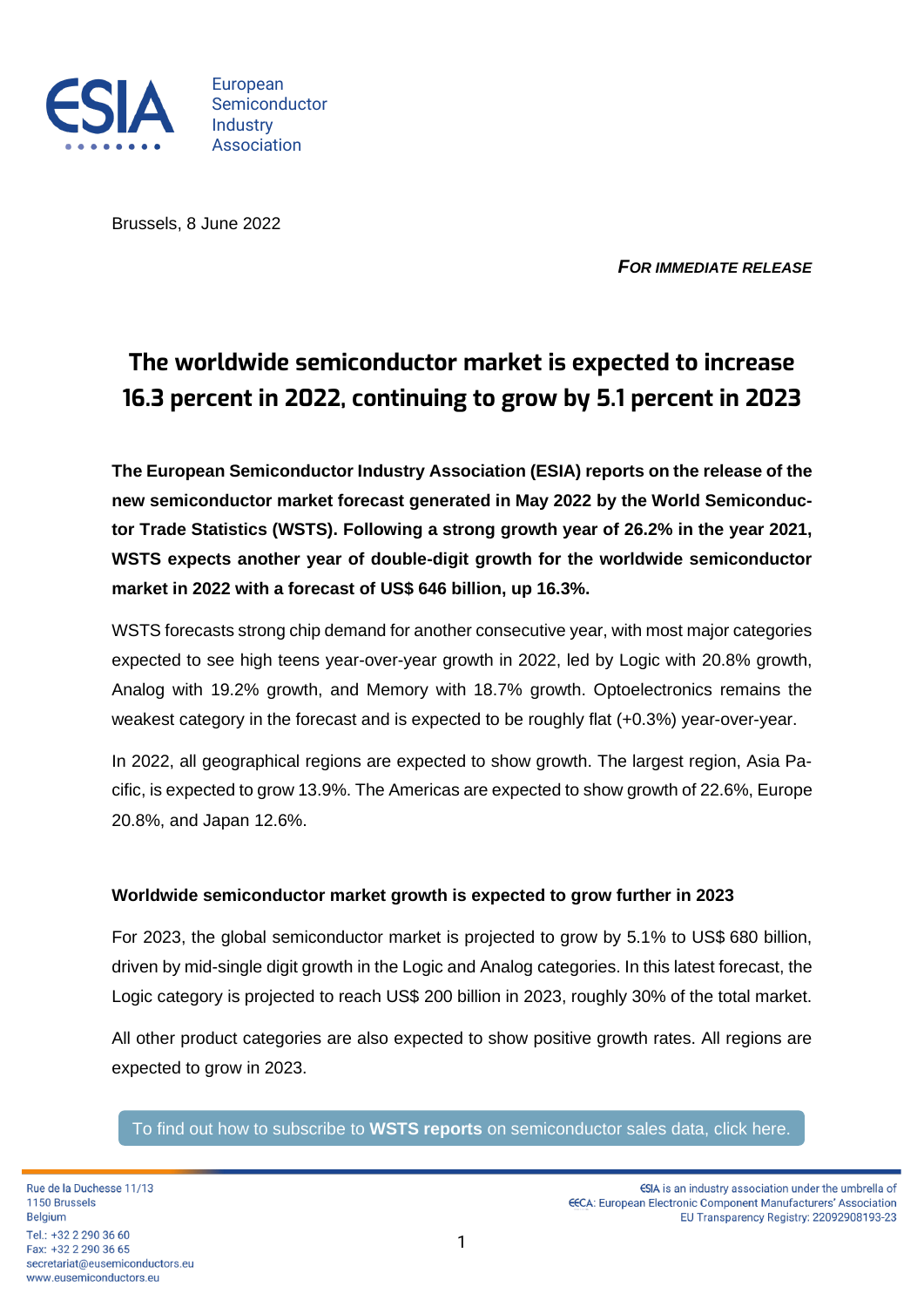European Semiconductor Industry Association

Brussels, 8 June 2022

***For Immediate Release***

# The worldwide semiconductor market is expected to increase 16.3 percent in 2022, continuing to grow by 5.1 percent in 2023

**The European Semiconductor Industry Association (ESIA) reports on the release of the new semiconductor market forecast generated in May 2022 by the World Semiconductor Trade Statistics (WSTS). Following a strong growth year of 26.2% in the year 2021, WSTS expects another year of double-digit growth for the worldwide semiconductor market in 2022 with a forecast of US$ 646 billion, up 16.3%.**

WSTS forecasts strong chip demand for another consecutive year, with most major categories expected to see high teens year-over-year growth in 2022, led by Logic with 20.8% growth, Analog with 19.2% growth, and Memory with 18.7% growth. Optoelectronics remains the weakest category in the forecast and is expected to be roughly flat (+0.3%) year-over-year.

In 2022, all geographical regions are expected to show growth. The largest region, Asia Pacific, is expected to grow 13.9%. The Americas are expected to show growth of 22.6%, Europe 20.8%, and Japan 12.6%.

### Worldwide semiconductor market growth is expected to grow further in 2023

For 2023, the global semiconductor market is projected to grow by 5.1% to US$ 680 billion, driven by mid-single digit growth in the Logic and Analog categories. In this latest forecast, the Logic category is projected to reach US$ 200 billion in 2023, roughly 30% of the total market.

All other product categories are also expected to show positive growth rates. All regions are expected to grow in 2023.

To find out how to subscribe to **WSTS reports** on semiconductor sales data, click here.

Rue de la Duchesse 11/13
1150 Brussels
Belgium
Tel.: +32 2 290 36 60
Fax: +32 2 290 36 65
secretariat@eusemiconductors.eu
www.eusemiconductors.eu

ESIA is an industry association under the umbrella of
EECA: European Electronic Component Manufacturers' Association
EU Transparency Registry: 22092908193-23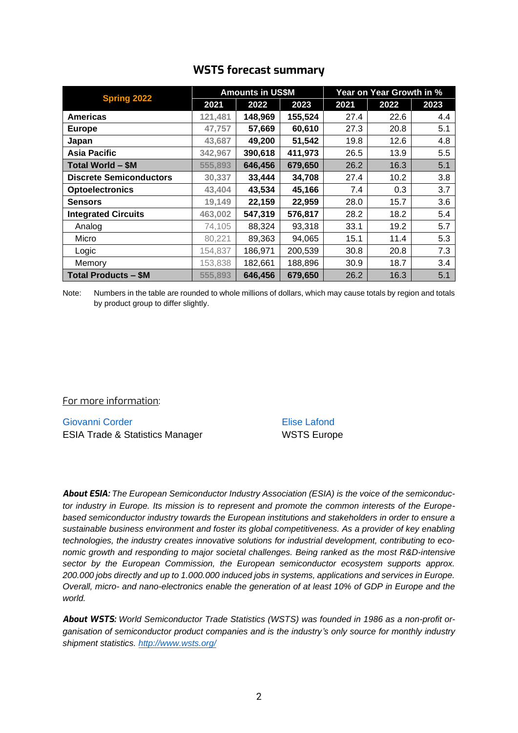## WSTS forecast summary

| Spring 2022 | Amounts in US$M | | | Year on Year Growth in % | | |
|---|---|---|---|---|---|---|
| | 2021 | 2022 | 2023 | 2021 | 2022 | 2023 |
| **Americas** | 121,481 | **148,969** | **155,524** | 27.4 | 22.6 | 4.4 |
| **Europe** | 47,757 | **57,669** | **60,610** | 27.3 | 20.8 | 5.1 |
| **Japan** | 43,687 | **49,200** | **51,542** | 19.8 | 12.6 | 4.8 |
| **Asia Pacific** | 342,967 | **390,618** | **411,973** | 26.5 | 13.9 | 5.5 |
| **Total World – $M** | 555,893 | **646,456** | **679,650** | 26.2 | 16.3 | 5.1 |
| **Discrete Semiconductors** | 30,337 | **33,444** | **34,708** | 27.4 | 10.2 | 3.8 |
| **Optoelectronics** | 43,404 | **43,534** | **45,166** | 7.4 | 0.3 | 3.7 |
| **Sensors** | 19,149 | **22,159** | **22,959** | 28.0 | 15.7 | 3.6 |
| **Integrated Circuits** | 463,002 | **547,319** | **576,817** | 28.2 | 18.2 | 5.4 |
| Analog | 74,105 | 88,324 | 93,318 | 33.1 | 19.2 | 5.7 |
| Micro | 80,221 | 89,363 | 94,065 | 15.1 | 11.4 | 5.3 |
| Logic | 154,837 | 186,971 | 200,539 | 30.8 | 20.8 | 7.3 |
| Memory | 153,838 | 182,661 | 188,896 | 30.9 | 18.7 | 3.4 |
| **Total Products – $M** | 555,893 | **646,456** | **679,650** | 26.2 | 16.3 | 5.1 |

Note: Numbers in the table are rounded to whole millions of dollars, which may cause totals by region and totals by product group to differ slightly.

For more information:

Giovanni Corder
ESIA Trade & Statistics Manager

Elise Lafond
WSTS Europe

***About ESIA:*** *The European Semiconductor Industry Association (ESIA) is the voice of the semiconductor industry in Europe. Its mission is to represent and promote the common interests of the Europe-based semiconductor industry towards the European institutions and stakeholders in order to ensure a sustainable business environment and foster its global competitiveness. As a provider of key enabling technologies, the industry creates innovative solutions for industrial development, contributing to economic growth and responding to major societal challenges. Being ranked as the most R&D-intensive sector by the European Commission, the European semiconductor ecosystem supports approx. 200.000 jobs directly and up to 1.000.000 induced jobs in systems, applications and services in Europe. Overall, micro- and nano-electronics enable the generation of at least 10% of GDP in Europe and the world.*

***About WSTS:*** *World Semiconductor Trade Statistics (WSTS) was founded in 1986 as a non-profit organisation of semiconductor product companies and is the industry's only source for monthly industry shipment statistics.* [http://www.wsts.org/](http://www.wsts.org/)